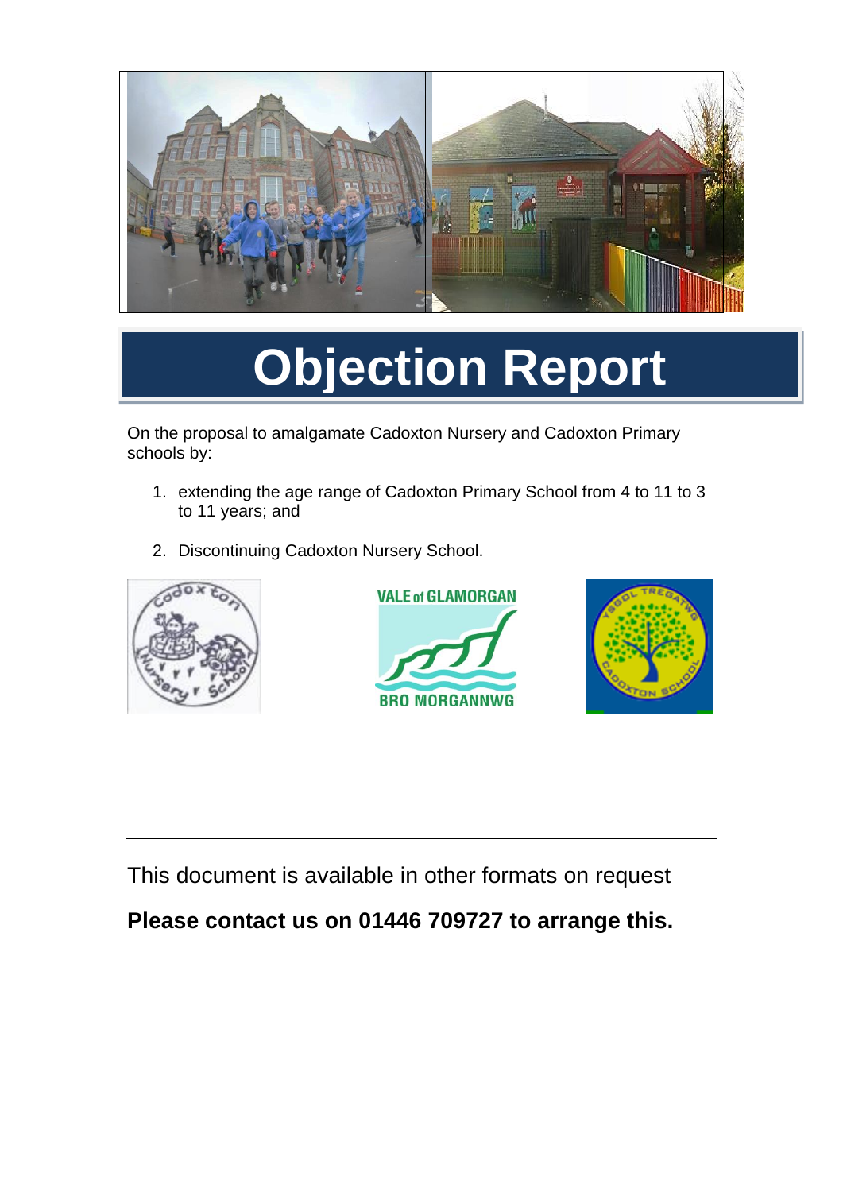# Objection Report

On the proposal to amalgamate Cadoxton Nursery and Cadoxton Primary schools by:

1. extending the age range of Cadoxton Primary School from 4 to 11 to 3 to 11 years; and
2. Discontinuing Cadoxton Nursery School.

---

This document is available in other formats on request

**Please contact us on 01446 709727 to arrange this.**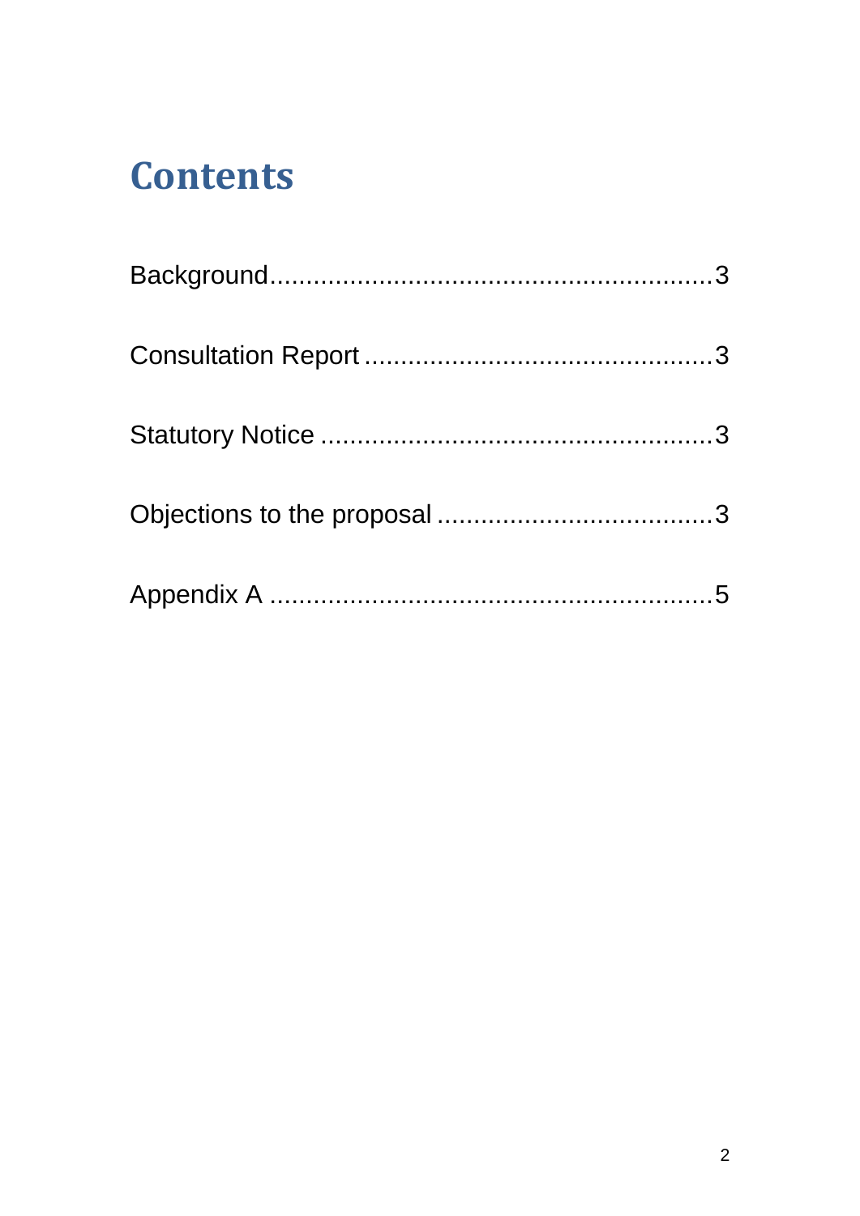# Contents

Background....................................................................3

Consultation Report.....................................................3

Statutory Notice............................................................3

Objections to the proposal..........................................3

Appendix A...................................................................5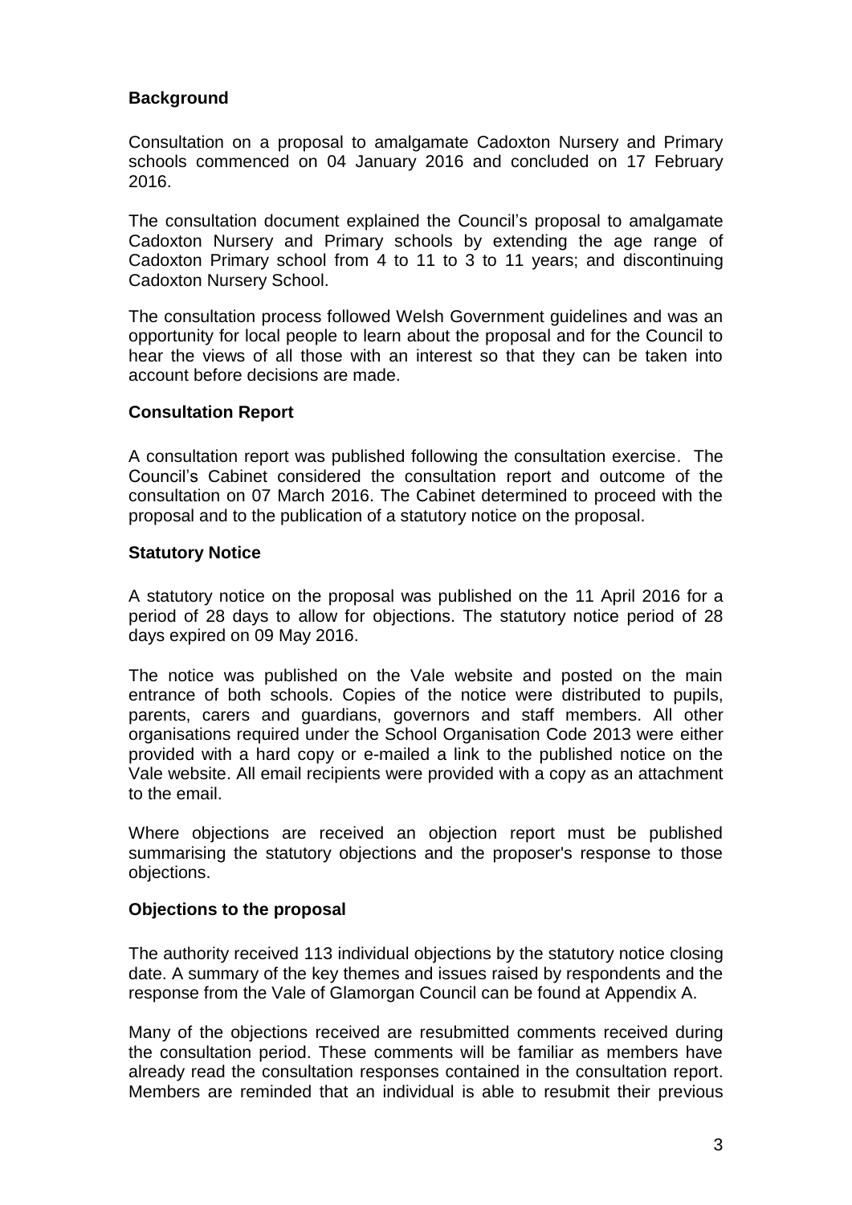## Background

Consultation on a proposal to amalgamate Cadoxton Nursery and Primary schools commenced on 04 January 2016 and concluded on 17 February 2016.

The consultation document explained the Council's proposal to amalgamate Cadoxton Nursery and Primary schools by extending the age range of Cadoxton Primary school from 4 to 11 to 3 to 11 years; and discontinuing Cadoxton Nursery School.

The consultation process followed Welsh Government guidelines and was an opportunity for local people to learn about the proposal and for the Council to hear the views of all those with an interest so that they can be taken into account before decisions are made.

## Consultation Report

A consultation report was published following the consultation exercise. The Council's Cabinet considered the consultation report and outcome of the consultation on 07 March 2016. The Cabinet determined to proceed with the proposal and to the publication of a statutory notice on the proposal.

## Statutory Notice

A statutory notice on the proposal was published on the 11 April 2016 for a period of 28 days to allow for objections. The statutory notice period of 28 days expired on 09 May 2016.

The notice was published on the Vale website and posted on the main entrance of both schools. Copies of the notice were distributed to pupils, parents, carers and guardians, governors and staff members. All other organisations required under the School Organisation Code 2013 were either provided with a hard copy or e-mailed a link to the published notice on the Vale website. All email recipients were provided with a copy as an attachment to the email.

Where objections are received an objection report must be published summarising the statutory objections and the proposer's response to those objections.

## Objections to the proposal

The authority received 113 individual objections by the statutory notice closing date. A summary of the key themes and issues raised by respondents and the response from the Vale of Glamorgan Council can be found at Appendix A.

Many of the objections received are resubmitted comments received during the consultation period. These comments will be familiar as members have already read the consultation responses contained in the consultation report. Members are reminded that an individual is able to resubmit their previous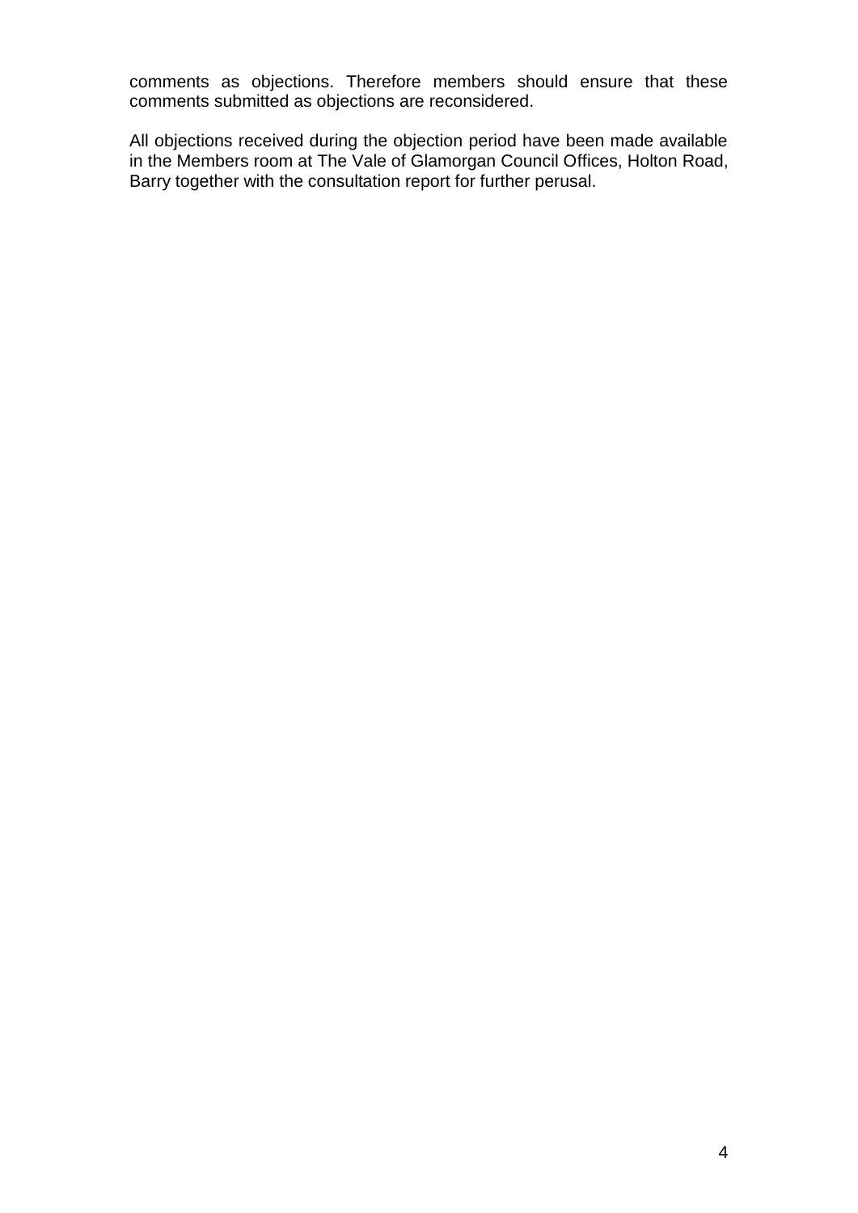comments as objections. Therefore members should ensure that these comments submitted as objections are reconsidered.

All objections received during the objection period have been made available in the Members room at The Vale of Glamorgan Council Offices, Holton Road, Barry together with the consultation report for further perusal.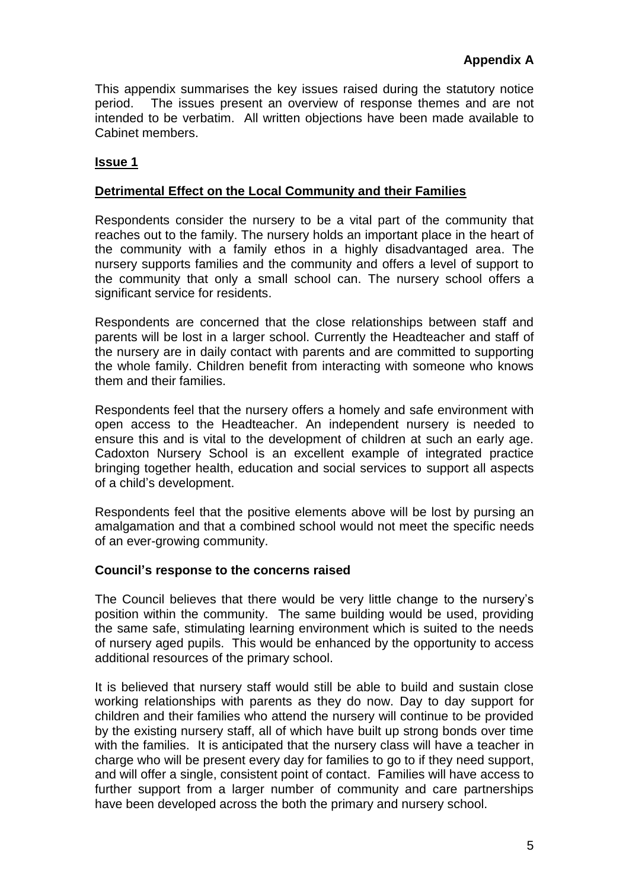**Appendix A**

This appendix summarises the key issues raised during the statutory notice period. The issues present an overview of response themes and are not intended to be verbatim. All written objections have been made available to Cabinet members.

**Issue 1**

**Detrimental Effect on the Local Community and their Families**

Respondents consider the nursery to be a vital part of the community that reaches out to the family. The nursery holds an important place in the heart of the community with a family ethos in a highly disadvantaged area. The nursery supports families and the community and offers a level of support to the community that only a small school can. The nursery school offers a significant service for residents.

Respondents are concerned that the close relationships between staff and parents will be lost in a larger school. Currently the Headteacher and staff of the nursery are in daily contact with parents and are committed to supporting the whole family. Children benefit from interacting with someone who knows them and their families.

Respondents feel that the nursery offers a homely and safe environment with open access to the Headteacher. An independent nursery is needed to ensure this and is vital to the development of children at such an early age. Cadoxton Nursery School is an excellent example of integrated practice bringing together health, education and social services to support all aspects of a child's development.

Respondents feel that the positive elements above will be lost by pursing an amalgamation and that a combined school would not meet the specific needs of an ever-growing community.

**Council's response to the concerns raised**

The Council believes that there would be very little change to the nursery's position within the community. The same building would be used, providing the same safe, stimulating learning environment which is suited to the needs of nursery aged pupils. This would be enhanced by the opportunity to access additional resources of the primary school.

It is believed that nursery staff would still be able to build and sustain close working relationships with parents as they do now. Day to day support for children and their families who attend the nursery will continue to be provided by the existing nursery staff, all of which have built up strong bonds over time with the families. It is anticipated that the nursery class will have a teacher in charge who will be present every day for families to go to if they need support, and will offer a single, consistent point of contact. Families will have access to further support from a larger number of community and care partnerships have been developed across the both the primary and nursery school.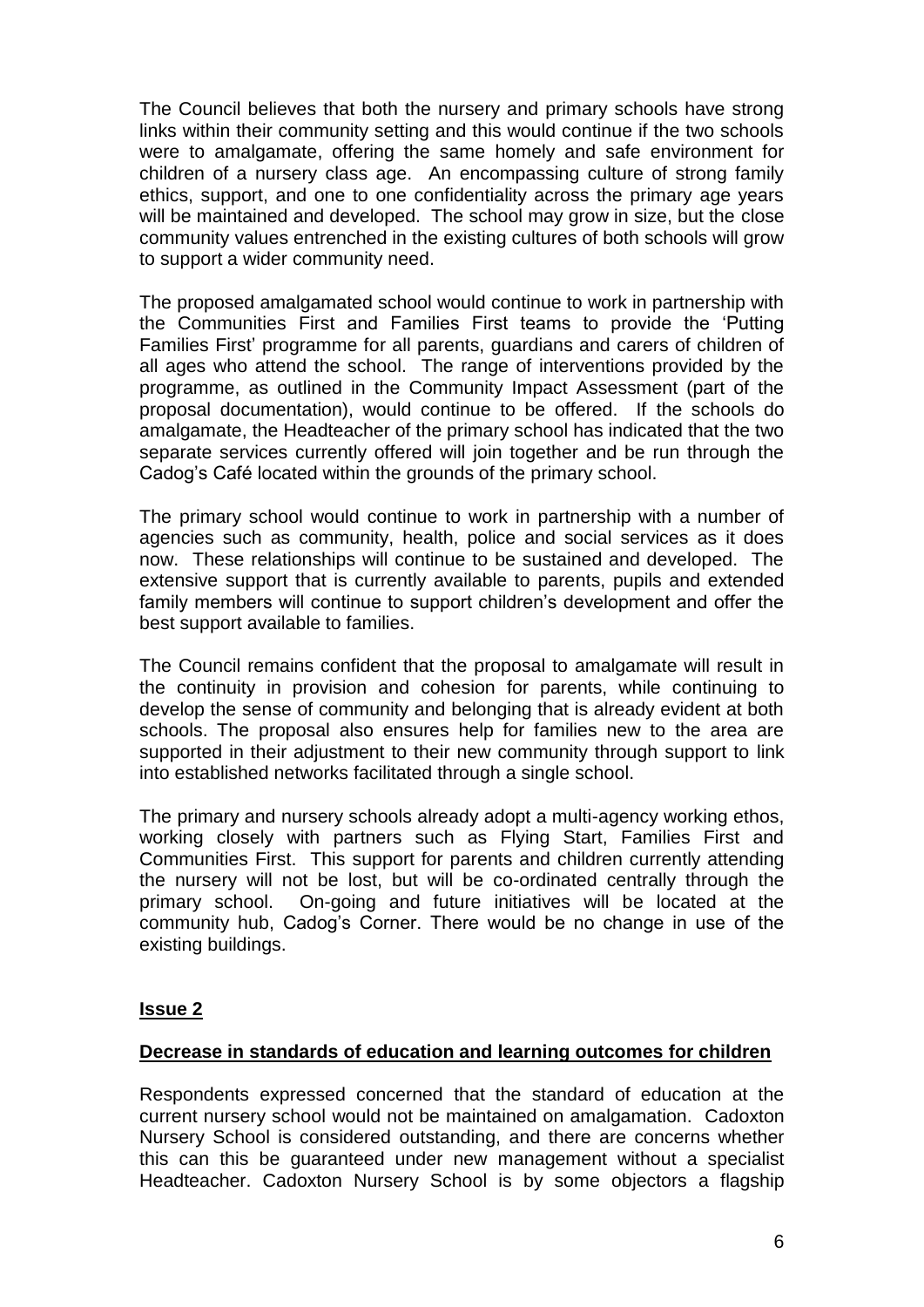The Council believes that both the nursery and primary schools have strong links within their community setting and this would continue if the two schools were to amalgamate, offering the same homely and safe environment for children of a nursery class age. An encompassing culture of strong family ethics, support, and one to one confidentiality across the primary age years will be maintained and developed. The school may grow in size, but the close community values entrenched in the existing cultures of both schools will grow to support a wider community need.

The proposed amalgamated school would continue to work in partnership with the Communities First and Families First teams to provide the 'Putting Families First' programme for all parents, guardians and carers of children of all ages who attend the school. The range of interventions provided by the programme, as outlined in the Community Impact Assessment (part of the proposal documentation), would continue to be offered. If the schools do amalgamate, the Headteacher of the primary school has indicated that the two separate services currently offered will join together and be run through the Cadog's Café located within the grounds of the primary school.

The primary school would continue to work in partnership with a number of agencies such as community, health, police and social services as it does now. These relationships will continue to be sustained and developed. The extensive support that is currently available to parents, pupils and extended family members will continue to support children's development and offer the best support available to families.

The Council remains confident that the proposal to amalgamate will result in the continuity in provision and cohesion for parents, while continuing to develop the sense of community and belonging that is already evident at both schools. The proposal also ensures help for families new to the area are supported in their adjustment to their new community through support to link into established networks facilitated through a single school.

The primary and nursery schools already adopt a multi-agency working ethos, working closely with partners such as Flying Start, Families First and Communities First. This support for parents and children currently attending the nursery will not be lost, but will be co-ordinated centrally through the primary school. On-going and future initiatives will be located at the community hub, Cadog's Corner. There would be no change in use of the existing buildings.

## Issue 2

### Decrease in standards of education and learning outcomes for children

Respondents expressed concerned that the standard of education at the current nursery school would not be maintained on amalgamation. Cadoxton Nursery School is considered outstanding, and there are concerns whether this can this be guaranteed under new management without a specialist Headteacher. Cadoxton Nursery School is by some objectors a flagship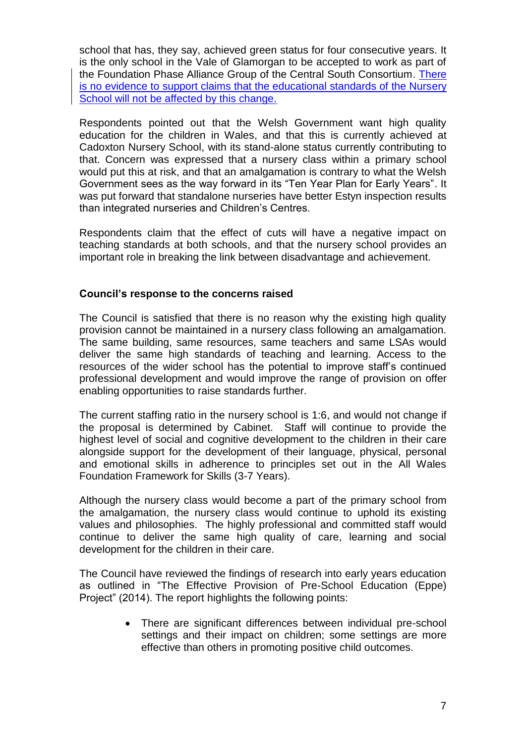school that has, they say, achieved green status for four consecutive years. It is the only school in the Vale of Glamorgan to be accepted to work as part of the Foundation Phase Alliance Group of the Central South Consortium. There is no evidence to support claims that the educational standards of the Nursery School will not be affected by this change.

Respondents pointed out that the Welsh Government want high quality education for the children in Wales, and that this is currently achieved at Cadoxton Nursery School, with its stand-alone status currently contributing to that. Concern was expressed that a nursery class within a primary school would put this at risk, and that an amalgamation is contrary to what the Welsh Government sees as the way forward in its "Ten Year Plan for Early Years". It was put forward that standalone nurseries have better Estyn inspection results than integrated nurseries and Children's Centres.

Respondents claim that the effect of cuts will have a negative impact on teaching standards at both schools, and that the nursery school provides an important role in breaking the link between disadvantage and achievement.

**Council's response to the concerns raised**

The Council is satisfied that there is no reason why the existing high quality provision cannot be maintained in a nursery class following an amalgamation. The same building, same resources, same teachers and same LSAs would deliver the same high standards of teaching and learning. Access to the resources of the wider school has the potential to improve staff's continued professional development and would improve the range of provision on offer enabling opportunities to raise standards further.

The current staffing ratio in the nursery school is 1:6, and would not change if the proposal is determined by Cabinet. Staff will continue to provide the highest level of social and cognitive development to the children in their care alongside support for the development of their language, physical, personal and emotional skills in adherence to principles set out in the All Wales Foundation Framework for Skills (3-7 Years).

Although the nursery class would become a part of the primary school from the amalgamation, the nursery class would continue to uphold its existing values and philosophies. The highly professional and committed staff would continue to deliver the same high quality of care, learning and social development for the children in their care.

The Council have reviewed the findings of research into early years education as outlined in "The Effective Provision of Pre-School Education (Eppe) Project" (2014). The report highlights the following points:

- There are significant differences between individual pre-school settings and their impact on children; some settings are more effective than others in promoting positive child outcomes.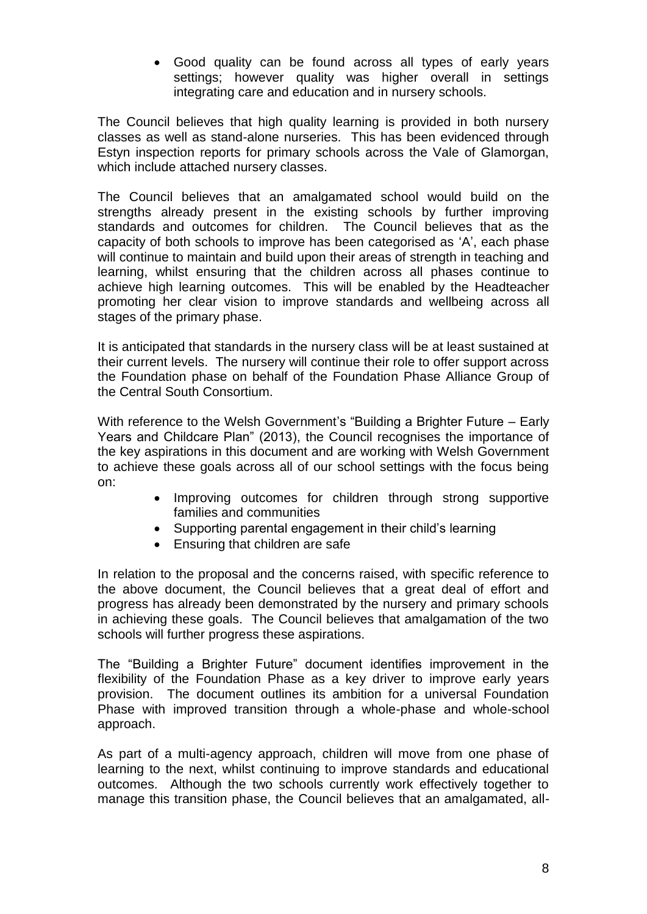- Good quality can be found across all types of early years settings; however quality was higher overall in settings integrating care and education and in nursery schools.

The Council believes that high quality learning is provided in both nursery classes as well as stand-alone nurseries. This has been evidenced through Estyn inspection reports for primary schools across the Vale of Glamorgan, which include attached nursery classes.

The Council believes that an amalgamated school would build on the strengths already present in the existing schools by further improving standards and outcomes for children. The Council believes that as the capacity of both schools to improve has been categorised as 'A', each phase will continue to maintain and build upon their areas of strength in teaching and learning, whilst ensuring that the children across all phases continue to achieve high learning outcomes. This will be enabled by the Headteacher promoting her clear vision to improve standards and wellbeing across all stages of the primary phase.

It is anticipated that standards in the nursery class will be at least sustained at their current levels. The nursery will continue their role to offer support across the Foundation phase on behalf of the Foundation Phase Alliance Group of the Central South Consortium.

With reference to the Welsh Government's "Building a Brighter Future – Early Years and Childcare Plan" (2013), the Council recognises the importance of the key aspirations in this document and are working with Welsh Government to achieve these goals across all of our school settings with the focus being on:

- Improving outcomes for children through strong supportive families and communities
- Supporting parental engagement in their child's learning
- Ensuring that children are safe

In relation to the proposal and the concerns raised, with specific reference to the above document, the Council believes that a great deal of effort and progress has already been demonstrated by the nursery and primary schools in achieving these goals. The Council believes that amalgamation of the two schools will further progress these aspirations.

The "Building a Brighter Future" document identifies improvement in the flexibility of the Foundation Phase as a key driver to improve early years provision. The document outlines its ambition for a universal Foundation Phase with improved transition through a whole-phase and whole-school approach.

As part of a multi-agency approach, children will move from one phase of learning to the next, whilst continuing to improve standards and educational outcomes. Although the two schools currently work effectively together to manage this transition phase, the Council believes that an amalgamated, all-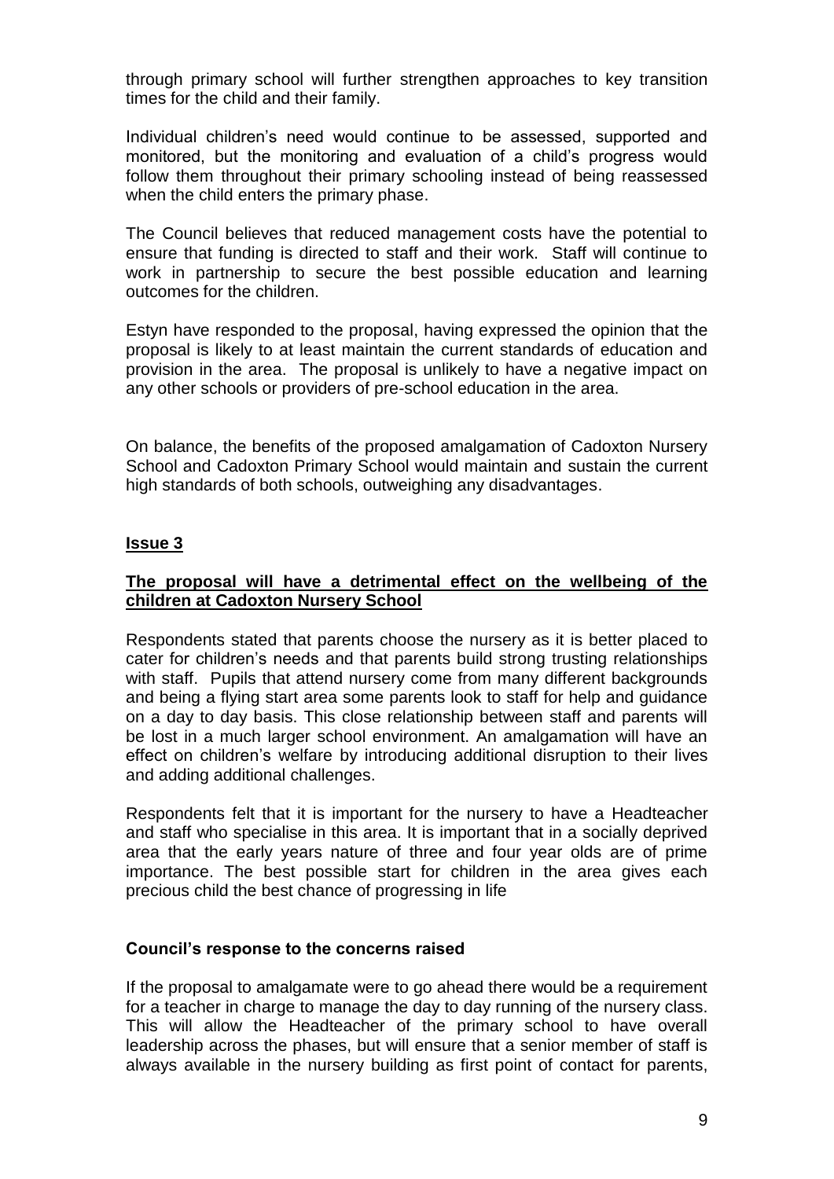through primary school will further strengthen approaches to key transition times for the child and their family.

Individual children's need would continue to be assessed, supported and monitored, but the monitoring and evaluation of a child's progress would follow them throughout their primary schooling instead of being reassessed when the child enters the primary phase.

The Council believes that reduced management costs have the potential to ensure that funding is directed to staff and their work. Staff will continue to work in partnership to secure the best possible education and learning outcomes for the children.

Estyn have responded to the proposal, having expressed the opinion that the proposal is likely to at least maintain the current standards of education and provision in the area. The proposal is unlikely to have a negative impact on any other schools or providers of pre-school education in the area.

On balance, the benefits of the proposed amalgamation of Cadoxton Nursery School and Cadoxton Primary School would maintain and sustain the current high standards of both schools, outweighing any disadvantages.

**Issue 3**

**The proposal will have a detrimental effect on the wellbeing of the children at Cadoxton Nursery School**

Respondents stated that parents choose the nursery as it is better placed to cater for children's needs and that parents build strong trusting relationships with staff. Pupils that attend nursery come from many different backgrounds and being a flying start area some parents look to staff for help and guidance on a day to day basis. This close relationship between staff and parents will be lost in a much larger school environment. An amalgamation will have an effect on children's welfare by introducing additional disruption to their lives and adding additional challenges.

Respondents felt that it is important for the nursery to have a Headteacher and staff who specialise in this area. It is important that in a socially deprived area that the early years nature of three and four year olds are of prime importance. The best possible start for children in the area gives each precious child the best chance of progressing in life

**Council's response to the concerns raised**

If the proposal to amalgamate were to go ahead there would be a requirement for a teacher in charge to manage the day to day running of the nursery class. This will allow the Headteacher of the primary school to have overall leadership across the phases, but will ensure that a senior member of staff is always available in the nursery building as first point of contact for parents,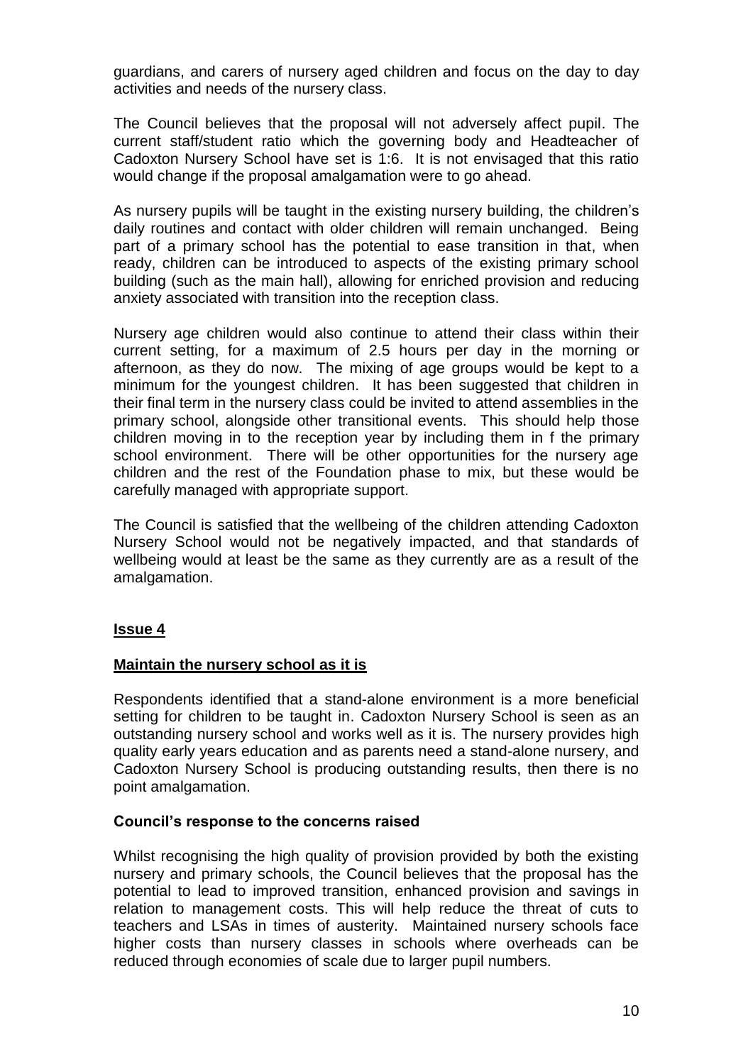guardians, and carers of nursery aged children and focus on the day to day activities and needs of the nursery class.

The Council believes that the proposal will not adversely affect pupil. The current staff/student ratio which the governing body and Headteacher of Cadoxton Nursery School have set is 1:6. It is not envisaged that this ratio would change if the proposal amalgamation were to go ahead.

As nursery pupils will be taught in the existing nursery building, the children's daily routines and contact with older children will remain unchanged. Being part of a primary school has the potential to ease transition in that, when ready, children can be introduced to aspects of the existing primary school building (such as the main hall), allowing for enriched provision and reducing anxiety associated with transition into the reception class.

Nursery age children would also continue to attend their class within their current setting, for a maximum of 2.5 hours per day in the morning or afternoon, as they do now. The mixing of age groups would be kept to a minimum for the youngest children. It has been suggested that children in their final term in the nursery class could be invited to attend assemblies in the primary school, alongside other transitional events. This should help those children moving in to the reception year by including them in f the primary school environment. There will be other opportunities for the nursery age children and the rest of the Foundation phase to mix, but these would be carefully managed with appropriate support.

The Council is satisfied that the wellbeing of the children attending Cadoxton Nursery School would not be negatively impacted, and that standards of wellbeing would at least be the same as they currently are as a result of the amalgamation.

## Issue 4

### Maintain the nursery school as it is

Respondents identified that a stand-alone environment is a more beneficial setting for children to be taught in. Cadoxton Nursery School is seen as an outstanding nursery school and works well as it is. The nursery provides high quality early years education and as parents need a stand-alone nursery, and Cadoxton Nursery School is producing outstanding results, then there is no point amalgamation.

### Council's response to the concerns raised

Whilst recognising the high quality of provision provided by both the existing nursery and primary schools, the Council believes that the proposal has the potential to lead to improved transition, enhanced provision and savings in relation to management costs. This will help reduce the threat of cuts to teachers and LSAs in times of austerity. Maintained nursery schools face higher costs than nursery classes in schools where overheads can be reduced through economies of scale due to larger pupil numbers.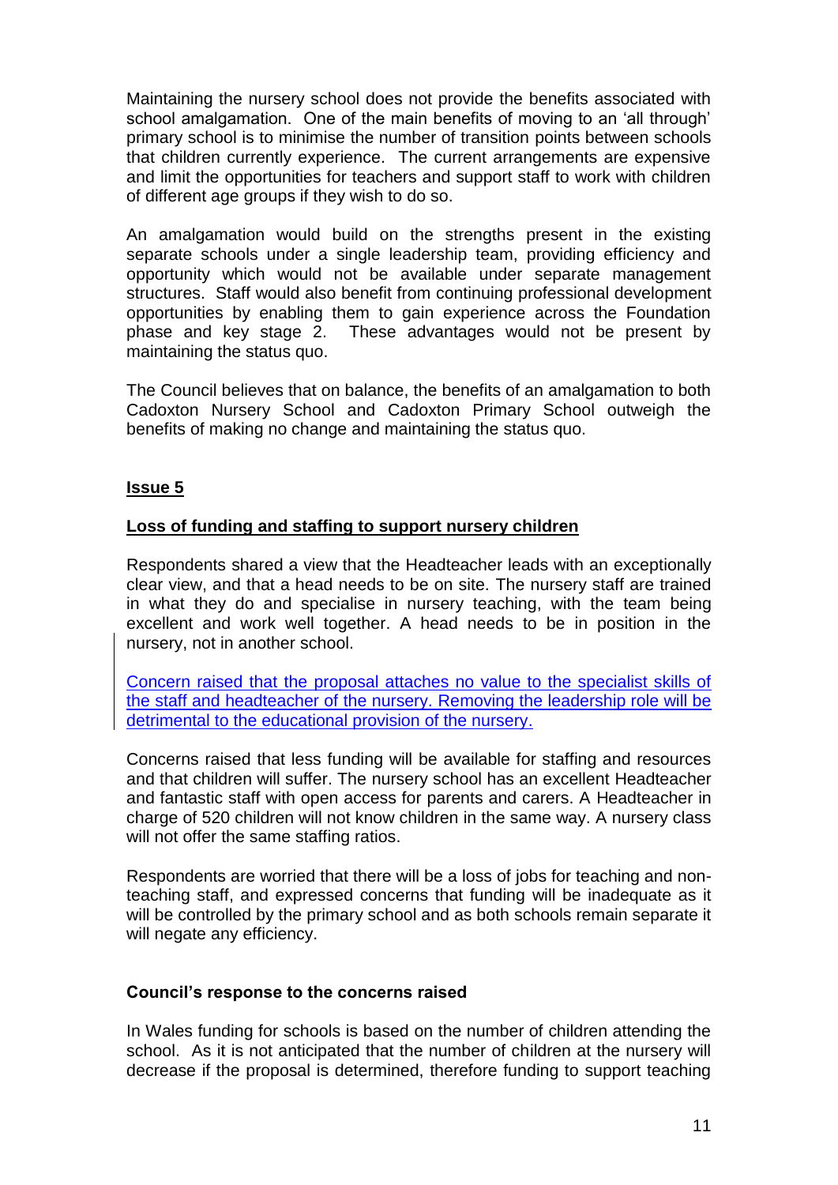Maintaining the nursery school does not provide the benefits associated with school amalgamation. One of the main benefits of moving to an 'all through' primary school is to minimise the number of transition points between schools that children currently experience. The current arrangements are expensive and limit the opportunities for teachers and support staff to work with children of different age groups if they wish to do so.

An amalgamation would build on the strengths present in the existing separate schools under a single leadership team, providing efficiency and opportunity which would not be available under separate management structures. Staff would also benefit from continuing professional development opportunities by enabling them to gain experience across the Foundation phase and key stage 2. These advantages would not be present by maintaining the status quo.

The Council believes that on balance, the benefits of an amalgamation to both Cadoxton Nursery School and Cadoxton Primary School outweigh the benefits of making no change and maintaining the status quo.

**Issue 5**

**Loss of funding and staffing to support nursery children**

Respondents shared a view that the Headteacher leads with an exceptionally clear view, and that a head needs to be on site. The nursery staff are trained in what they do and specialise in nursery teaching, with the team being excellent and work well together. A head needs to be in position in the nursery, not in another school.

Concern raised that the proposal attaches no value to the specialist skills of the staff and headteacher of the nursery. Removing the leadership role will be detrimental to the educational provision of the nursery.

Concerns raised that less funding will be available for staffing and resources and that children will suffer. The nursery school has an excellent Headteacher and fantastic staff with open access for parents and carers. A Headteacher in charge of 520 children will not know children in the same way. A nursery class will not offer the same staffing ratios.

Respondents are worried that there will be a loss of jobs for teaching and non-teaching staff, and expressed concerns that funding will be inadequate as it will be controlled by the primary school and as both schools remain separate it will negate any efficiency.

**Council's response to the concerns raised**

In Wales funding for schools is based on the number of children attending the school. As it is not anticipated that the number of children at the nursery will decrease if the proposal is determined, therefore funding to support teaching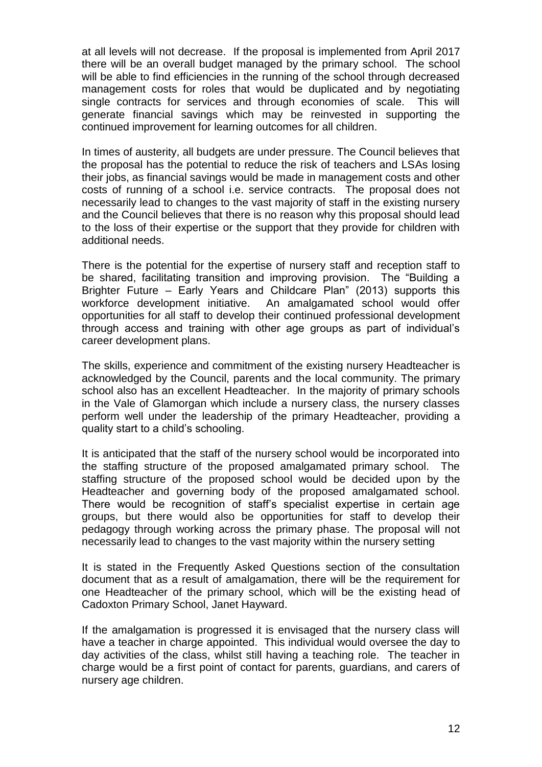at all levels will not decrease. If the proposal is implemented from April 2017 there will be an overall budget managed by the primary school. The school will be able to find efficiencies in the running of the school through decreased management costs for roles that would be duplicated and by negotiating single contracts for services and through economies of scale. This will generate financial savings which may be reinvested in supporting the continued improvement for learning outcomes for all children.

In times of austerity, all budgets are under pressure. The Council believes that the proposal has the potential to reduce the risk of teachers and LSAs losing their jobs, as financial savings would be made in management costs and other costs of running of a school i.e. service contracts. The proposal does not necessarily lead to changes to the vast majority of staff in the existing nursery and the Council believes that there is no reason why this proposal should lead to the loss of their expertise or the support that they provide for children with additional needs.

There is the potential for the expertise of nursery staff and reception staff to be shared, facilitating transition and improving provision. The "Building a Brighter Future – Early Years and Childcare Plan" (2013) supports this workforce development initiative. An amalgamated school would offer opportunities for all staff to develop their continued professional development through access and training with other age groups as part of individual's career development plans.

The skills, experience and commitment of the existing nursery Headteacher is acknowledged by the Council, parents and the local community. The primary school also has an excellent Headteacher. In the majority of primary schools in the Vale of Glamorgan which include a nursery class, the nursery classes perform well under the leadership of the primary Headteacher, providing a quality start to a child's schooling.

It is anticipated that the staff of the nursery school would be incorporated into the staffing structure of the proposed amalgamated primary school. The staffing structure of the proposed school would be decided upon by the Headteacher and governing body of the proposed amalgamated school. There would be recognition of staff's specialist expertise in certain age groups, but there would also be opportunities for staff to develop their pedagogy through working across the primary phase. The proposal will not necessarily lead to changes to the vast majority within the nursery setting

It is stated in the Frequently Asked Questions section of the consultation document that as a result of amalgamation, there will be the requirement for one Headteacher of the primary school, which will be the existing head of Cadoxton Primary School, Janet Hayward.

If the amalgamation is progressed it is envisaged that the nursery class will have a teacher in charge appointed. This individual would oversee the day to day activities of the class, whilst still having a teaching role. The teacher in charge would be a first point of contact for parents, guardians, and carers of nursery age children.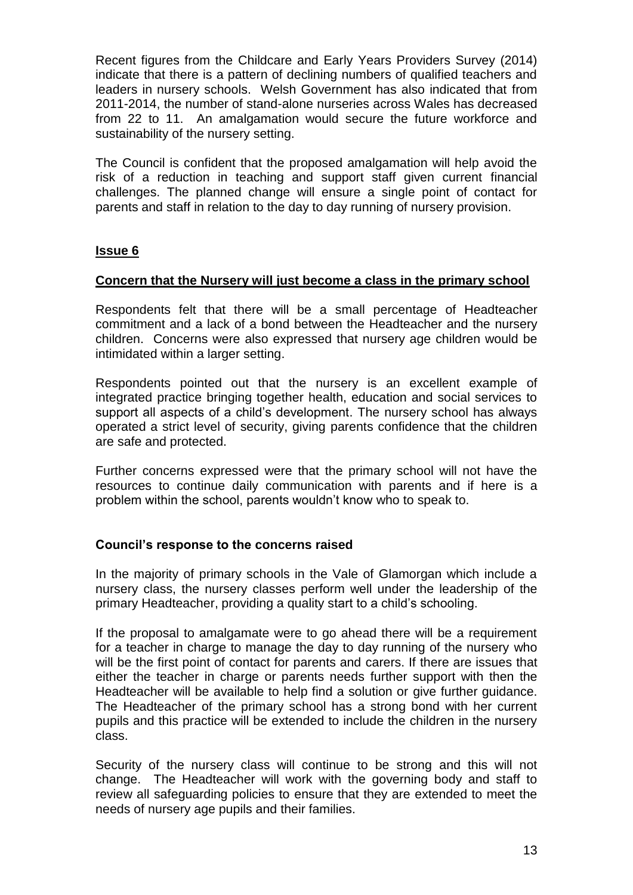Recent figures from the Childcare and Early Years Providers Survey (2014) indicate that there is a pattern of declining numbers of qualified teachers and leaders in nursery schools. Welsh Government has also indicated that from 2011-2014, the number of stand-alone nurseries across Wales has decreased from 22 to 11. An amalgamation would secure the future workforce and sustainability of the nursery setting.

The Council is confident that the proposed amalgamation will help avoid the risk of a reduction in teaching and support staff given current financial challenges. The planned change will ensure a single point of contact for parents and staff in relation to the day to day running of nursery provision.

## Issue 6

### Concern that the Nursery will just become a class in the primary school

Respondents felt that there will be a small percentage of Headteacher commitment and a lack of a bond between the Headteacher and the nursery children. Concerns were also expressed that nursery age children would be intimidated within a larger setting.

Respondents pointed out that the nursery is an excellent example of integrated practice bringing together health, education and social services to support all aspects of a child's development. The nursery school has always operated a strict level of security, giving parents confidence that the children are safe and protected.

Further concerns expressed were that the primary school will not have the resources to continue daily communication with parents and if here is a problem within the school, parents wouldn't know who to speak to.

### Council's response to the concerns raised

In the majority of primary schools in the Vale of Glamorgan which include a nursery class, the nursery classes perform well under the leadership of the primary Headteacher, providing a quality start to a child's schooling.

If the proposal to amalgamate were to go ahead there will be a requirement for a teacher in charge to manage the day to day running of the nursery who will be the first point of contact for parents and carers. If there are issues that either the teacher in charge or parents needs further support with then the Headteacher will be available to help find a solution or give further guidance. The Headteacher of the primary school has a strong bond with her current pupils and this practice will be extended to include the children in the nursery class.

Security of the nursery class will continue to be strong and this will not change. The Headteacher will work with the governing body and staff to review all safeguarding policies to ensure that they are extended to meet the needs of nursery age pupils and their families.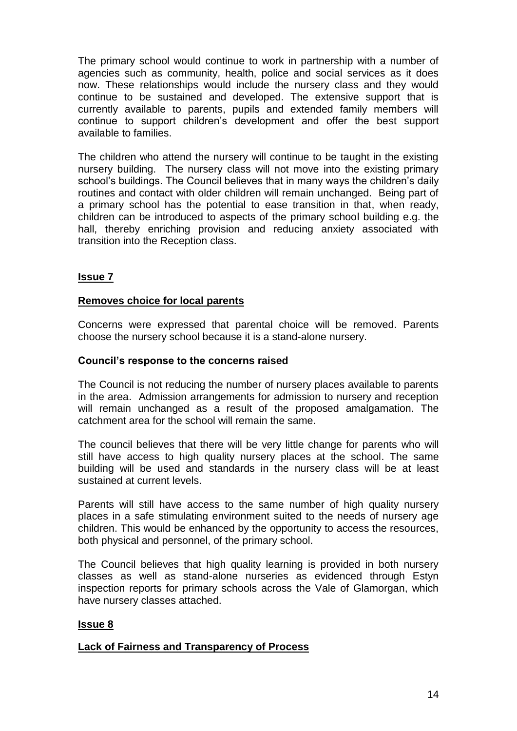The primary school would continue to work in partnership with a number of agencies such as community, health, police and social services as it does now. These relationships would include the nursery class and they would continue to be sustained and developed. The extensive support that is currently available to parents, pupils and extended family members will continue to support children's development and offer the best support available to families.

The children who attend the nursery will continue to be taught in the existing nursery building. The nursery class will not move into the existing primary school's buildings. The Council believes that in many ways the children's daily routines and contact with older children will remain unchanged. Being part of a primary school has the potential to ease transition in that, when ready, children can be introduced to aspects of the primary school building e.g. the hall, thereby enriching provision and reducing anxiety associated with transition into the Reception class.

## **Issue 7**

### **Removes choice for local parents**

Concerns were expressed that parental choice will be removed. Parents choose the nursery school because it is a stand-alone nursery.

**Council's response to the concerns raised**

The Council is not reducing the number of nursery places available to parents in the area. Admission arrangements for admission to nursery and reception will remain unchanged as a result of the proposed amalgamation. The catchment area for the school will remain the same.

The council believes that there will be very little change for parents who will still have access to high quality nursery places at the school. The same building will be used and standards in the nursery class will be at least sustained at current levels.

Parents will still have access to the same number of high quality nursery places in a safe stimulating environment suited to the needs of nursery age children. This would be enhanced by the opportunity to access the resources, both physical and personnel, of the primary school.

The Council believes that high quality learning is provided in both nursery classes as well as stand-alone nurseries as evidenced through Estyn inspection reports for primary schools across the Vale of Glamorgan, which have nursery classes attached.

## **Issue 8**

### **Lack of Fairness and Transparency of Process**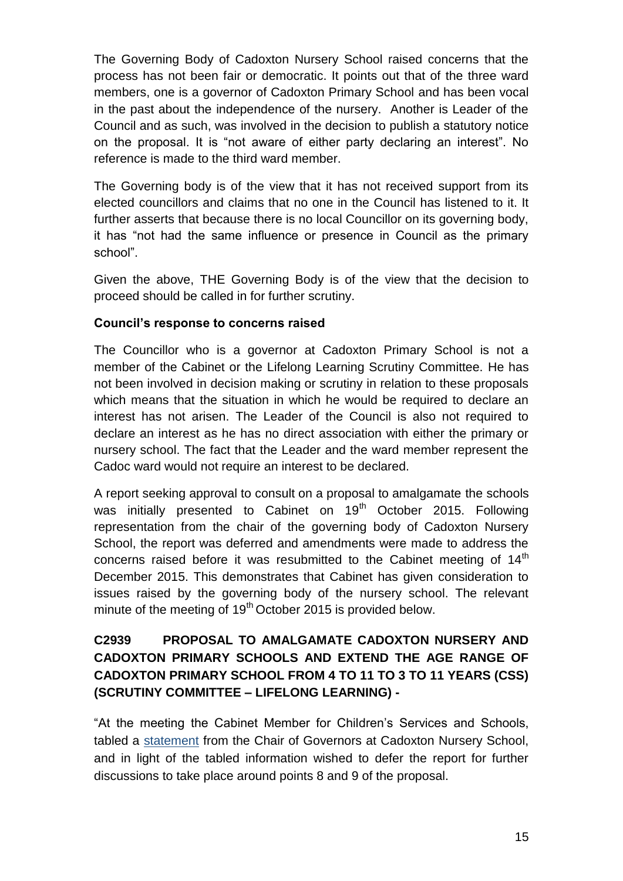The Governing Body of Cadoxton Nursery School raised concerns that the process has not been fair or democratic. It points out that of the three ward members, one is a governor of Cadoxton Primary School and has been vocal in the past about the independence of the nursery. Another is Leader of the Council and as such, was involved in the decision to publish a statutory notice on the proposal. It is "not aware of either party declaring an interest". No reference is made to the third ward member.

The Governing body is of the view that it has not received support from its elected councillors and claims that no one in the Council has listened to it. It further asserts that because there is no local Councillor on its governing body, it has "not had the same influence or presence in Council as the primary school".

Given the above, THE Governing Body is of the view that the decision to proceed should be called in for further scrutiny.

**Council's response to concerns raised**

The Councillor who is a governor at Cadoxton Primary School is not a member of the Cabinet or the Lifelong Learning Scrutiny Committee. He has not been involved in decision making or scrutiny in relation to these proposals which means that the situation in which he would be required to declare an interest has not arisen. The Leader of the Council is also not required to declare an interest as he has no direct association with either the primary or nursery school. The fact that the Leader and the ward member represent the Cadoc ward would not require an interest to be declared.

A report seeking approval to consult on a proposal to amalgamate the schools was initially presented to Cabinet on 19th October 2015. Following representation from the chair of the governing body of Cadoxton Nursery School, the report was deferred and amendments were made to address the concerns raised before it was resubmitted to the Cabinet meeting of 14th December 2015. This demonstrates that Cabinet has given consideration to issues raised by the governing body of the nursery school. The relevant minute of the meeting of 19th October 2015 is provided below.

**C2939 PROPOSAL TO AMALGAMATE CADOXTON NURSERY AND CADOXTON PRIMARY SCHOOLS AND EXTEND THE AGE RANGE OF CADOXTON PRIMARY SCHOOL FROM 4 TO 11 TO 3 TO 11 YEARS (CSS) (SCRUTINY COMMITTEE – LIFELONG LEARNING) -**

"At the meeting the Cabinet Member for Children's Services and Schools, tabled a statement from the Chair of Governors at Cadoxton Nursery School, and in light of the tabled information wished to defer the report for further discussions to take place around points 8 and 9 of the proposal.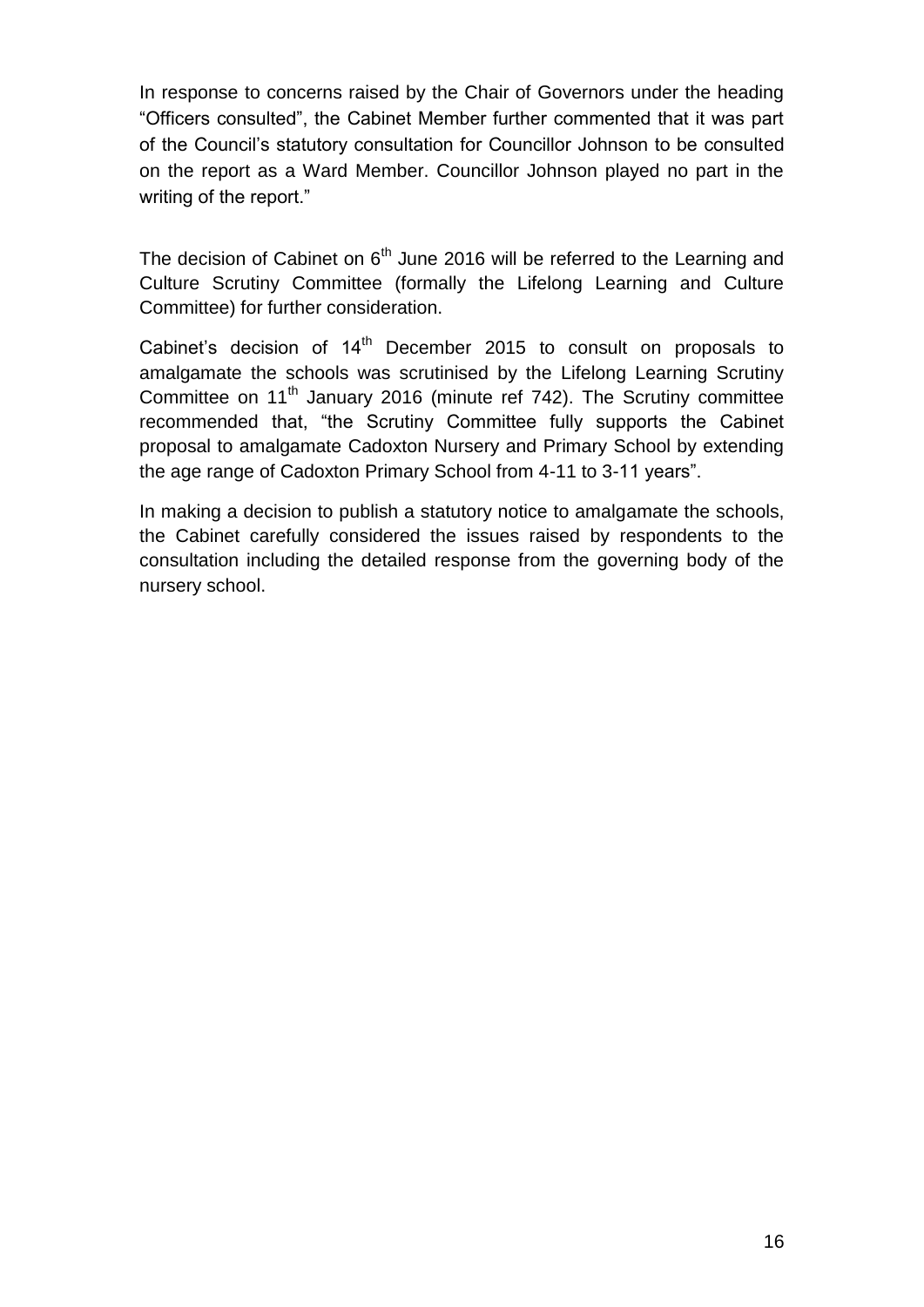In response to concerns raised by the Chair of Governors under the heading "Officers consulted", the Cabinet Member further commented that it was part of the Council's statutory consultation for Councillor Johnson to be consulted on the report as a Ward Member. Councillor Johnson played no part in the writing of the report."

The decision of Cabinet on 6th June 2016 will be referred to the Learning and Culture Scrutiny Committee (formally the Lifelong Learning and Culture Committee) for further consideration.

Cabinet's decision of 14th December 2015 to consult on proposals to amalgamate the schools was scrutinised by the Lifelong Learning Scrutiny Committee on 11th January 2016 (minute ref 742). The Scrutiny committee recommended that, "the Scrutiny Committee fully supports the Cabinet proposal to amalgamate Cadoxton Nursery and Primary School by extending the age range of Cadoxton Primary School from 4-11 to 3-11 years".

In making a decision to publish a statutory notice to amalgamate the schools, the Cabinet carefully considered the issues raised by respondents to the consultation including the detailed response from the governing body of the nursery school.